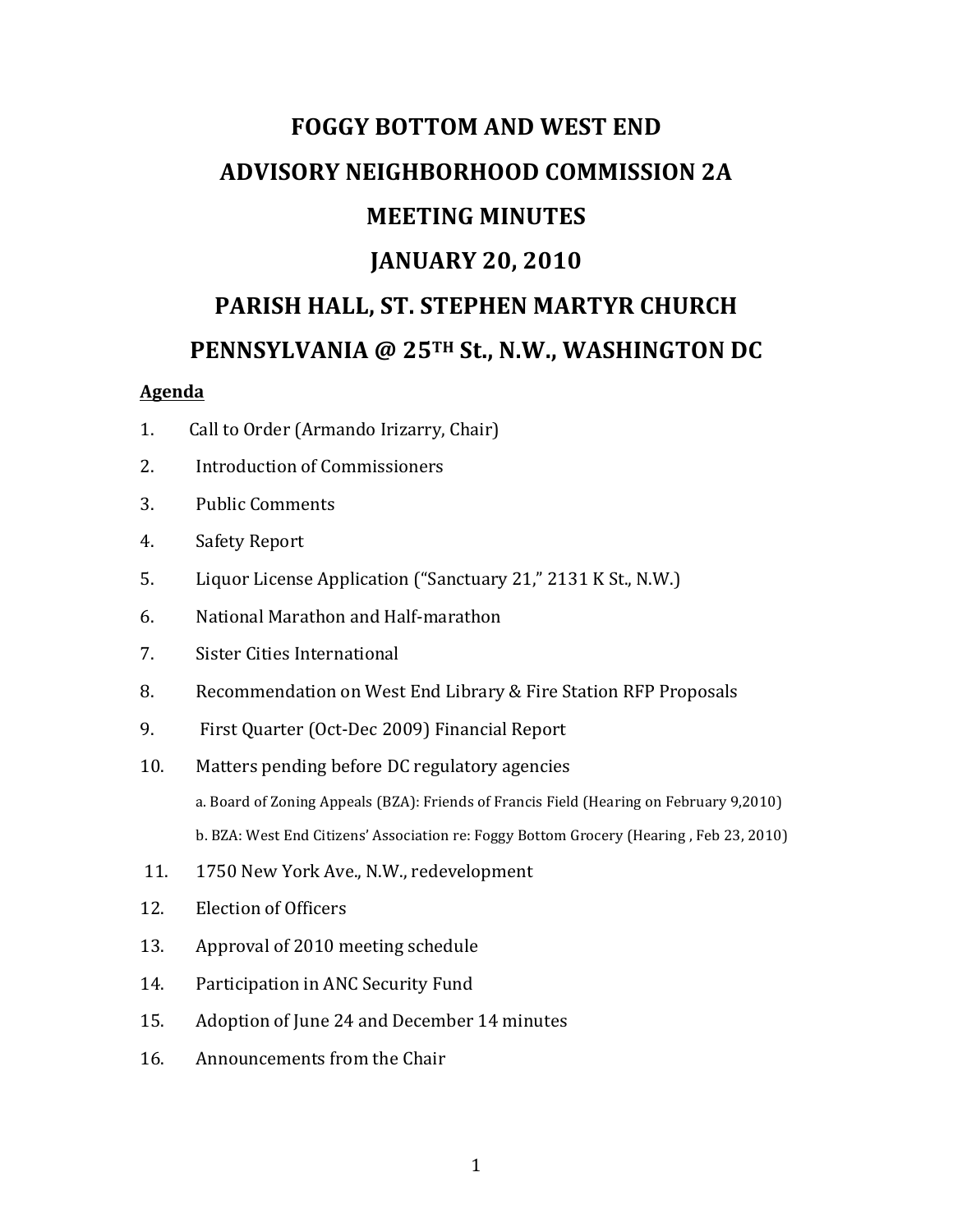# FOGGY BOTTOM AND WEST END

# ADVISORY NEIGHBORHOOD COMMISSION 2A

# MEETING MINUTES

# JANUARY 20, 2010

# PARISH HALL, ST. STEPHEN MARTYR CHURCH

# PENNSYLVANIA @ 25TH St., N.W., WASHINGTON DC

**Agenda**

1. Call to Order (Armando Irizarry, Chair)
2. Introduction of Commissioners
3. Public Comments
4. Safety Report
5. Liquor License Application ("Sanctuary 21," 2131 K St., N.W.)
6. National Marathon and Half-marathon
7. Sister Cities International
8. Recommendation on West End Library & Fire Station RFP Proposals
9. First Quarter (Oct-Dec 2009) Financial Report
10. Matters pending before DC regulatory agencies
    - a. Board of Zoning Appeals (BZA): Friends of Francis Field (Hearing on February 9,2010)
    - b. BZA: West End Citizens' Association re: Foggy Bottom Grocery (Hearing , Feb 23, 2010)
11. 1750 New York Ave., N.W., redevelopment
12. Election of Officers
13. Approval of 2010 meeting schedule
14. Participation in ANC Security Fund
15. Adoption of June 24 and December 14 minutes
16. Announcements from the Chair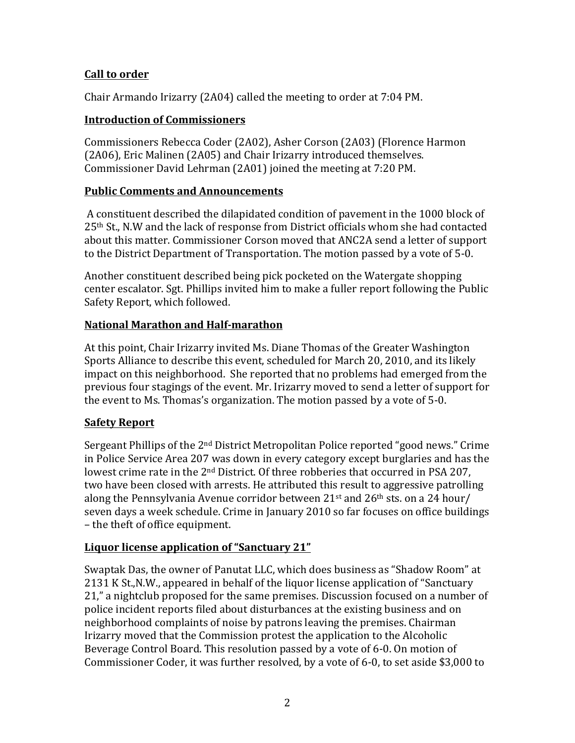**Call to order**

Chair Armando Irizarry (2A04) called the meeting to order at 7:04 PM.

**Introduction of Commissioners**

Commissioners Rebecca Coder (2A02), Asher Corson (2A03) (Florence Harmon (2A06), Eric Malinen (2A05) and Chair Irizarry introduced themselves. Commissioner David Lehrman (2A01) joined the meeting at 7:20 PM.

**Public Comments and Announcements**

A constituent described the dilapidated condition of pavement in the 1000 block of 25th St., N.W and the lack of response from District officials whom she had contacted about this matter. Commissioner Corson moved that ANC2A send a letter of support to the District Department of Transportation. The motion passed by a vote of 5-0.

Another constituent described being pick pocketed on the Watergate shopping center escalator. Sgt. Phillips invited him to make a fuller report following the Public Safety Report, which followed.

**National Marathon and Half-marathon**

At this point, Chair Irizarry invited Ms. Diane Thomas of the Greater Washington Sports Alliance to describe this event, scheduled for March 20, 2010, and its likely impact on this neighborhood. She reported that no problems had emerged from the previous four stagings of the event. Mr. Irizarry moved to send a letter of support for the event to Ms. Thomas's organization. The motion passed by a vote of 5-0.

**Safety Report**

Sergeant Phillips of the 2nd District Metropolitan Police reported "good news." Crime in Police Service Area 207 was down in every category except burglaries and has the lowest crime rate in the 2nd District. Of three robberies that occurred in PSA 207, two have been closed with arrests. He attributed this result to aggressive patrolling along the Pennsylvania Avenue corridor between 21st and 26th sts. on a 24 hour/ seven days a week schedule. Crime in January 2010 so far focuses on office buildings – the theft of office equipment.

**Liquor license application of "Sanctuary 21"**

Swaptak Das, the owner of Panutat LLC, which does business as "Shadow Room" at 2131 K St.,N.W., appeared in behalf of the liquor license application of "Sanctuary 21," a nightclub proposed for the same premises. Discussion focused on a number of police incident reports filed about disturbances at the existing business and on neighborhood complaints of noise by patrons leaving the premises. Chairman Irizarry moved that the Commission protest the application to the Alcoholic Beverage Control Board. This resolution passed by a vote of 6-0. On motion of Commissioner Coder, it was further resolved, by a vote of 6-0, to set aside $3,000 to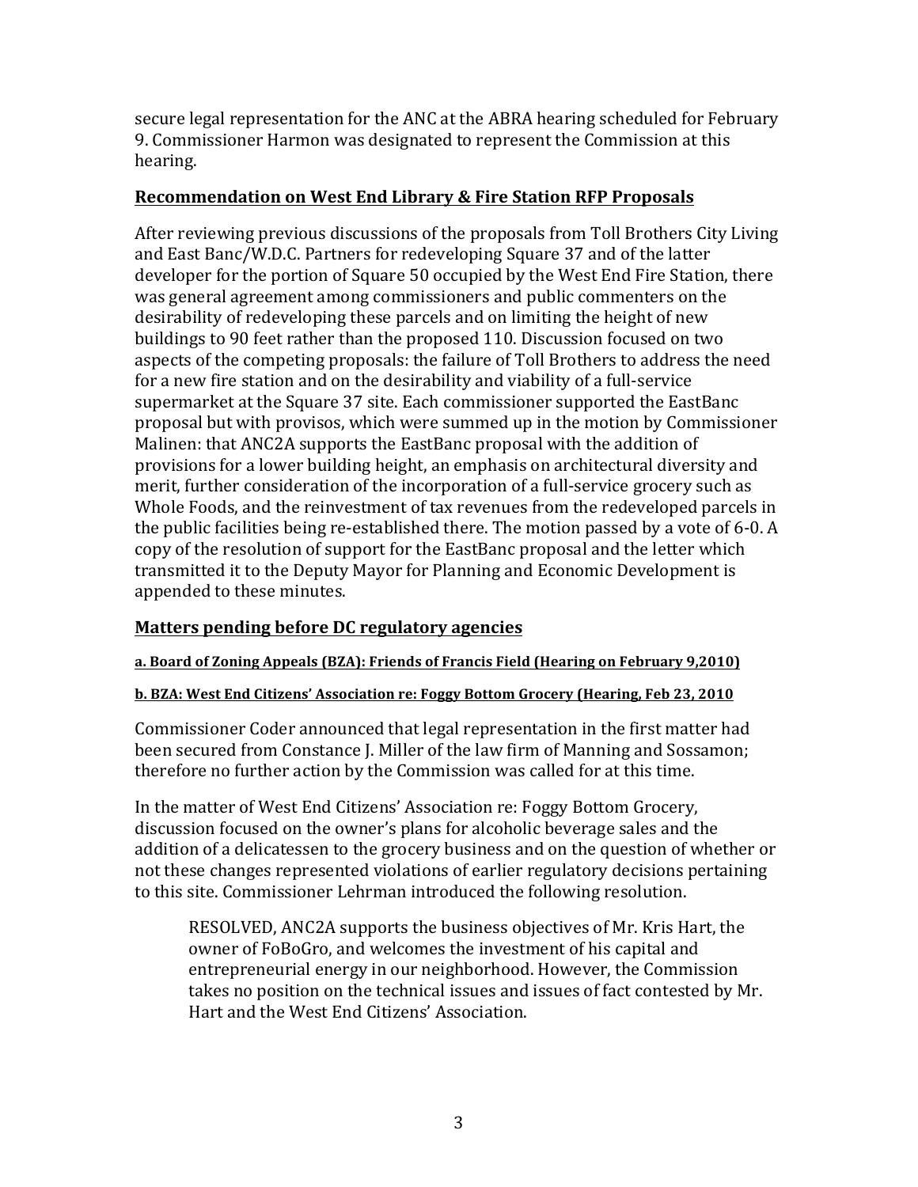secure legal representation for the ANC at the ABRA hearing scheduled for February 9. Commissioner Harmon was designated to represent the Commission at this hearing.

## **Recommendation on West End Library & Fire Station RFP Proposals**

After reviewing previous discussions of the proposals from Toll Brothers City Living and East Banc/W.D.C. Partners for redeveloping Square 37 and of the latter developer for the portion of Square 50 occupied by the West End Fire Station, there was general agreement among commissioners and public commenters on the desirability of redeveloping these parcels and on limiting the height of new buildings to 90 feet rather than the proposed 110. Discussion focused on two aspects of the competing proposals: the failure of Toll Brothers to address the need for a new fire station and on the desirability and viability of a full-service supermarket at the Square 37 site. Each commissioner supported the EastBanc proposal but with provisos, which were summed up in the motion by Commissioner Malinen: that ANC2A supports the EastBanc proposal with the addition of provisions for a lower building height, an emphasis on architectural diversity and merit, further consideration of the incorporation of a full-service grocery such as Whole Foods, and the reinvestment of tax revenues from the redeveloped parcels in the public facilities being re-established there. The motion passed by a vote of 6-0. A copy of the resolution of support for the EastBanc proposal and the letter which transmitted it to the Deputy Mayor for Planning and Economic Development is appended to these minutes.

## **Matters pending before DC regulatory agencies**

#### **a. Board of Zoning Appeals (BZA): Friends of Francis Field (Hearing on February 9,2010)**

#### **b. BZA: West End Citizens' Association re: Foggy Bottom Grocery (Hearing, Feb 23, 2010**

Commissioner Coder announced that legal representation in the first matter had been secured from Constance J. Miller of the law firm of Manning and Sossamon; therefore no further action by the Commission was called for at this time.

In the matter of West End Citizens' Association re: Foggy Bottom Grocery, discussion focused on the owner's plans for alcoholic beverage sales and the addition of a delicatessen to the grocery business and on the question of whether or not these changes represented violations of earlier regulatory decisions pertaining to this site. Commissioner Lehrman introduced the following resolution.

> RESOLVED, ANC2A supports the business objectives of Mr. Kris Hart, the owner of FoBoGro, and welcomes the investment of his capital and entrepreneurial energy in our neighborhood. However, the Commission takes no position on the technical issues and issues of fact contested by Mr. Hart and the West End Citizens' Association.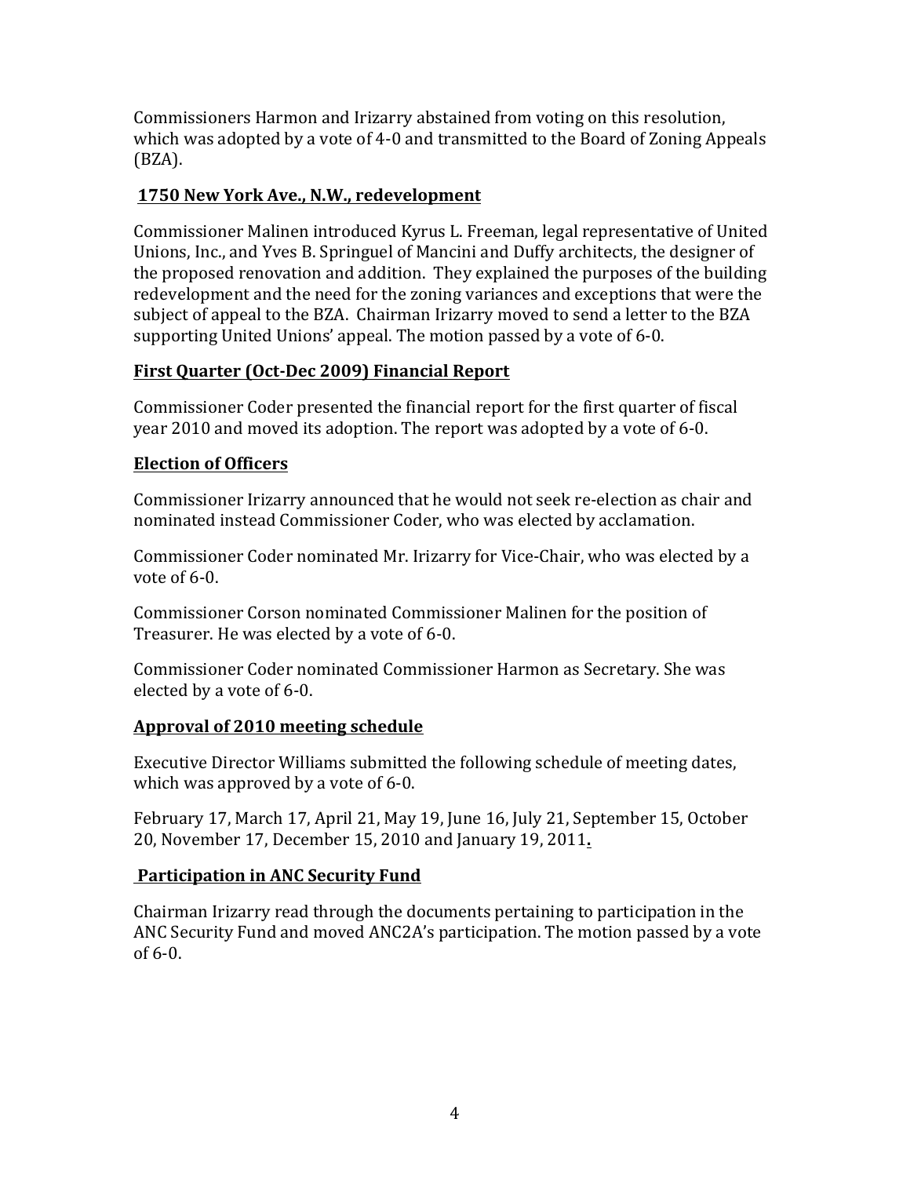Commissioners Harmon and Irizarry abstained from voting on this resolution, which was adopted by a vote of 4-0 and transmitted to the Board of Zoning Appeals (BZA).

**1750 New York Ave., N.W., redevelopment**

Commissioner Malinen introduced Kyrus L. Freeman, legal representative of United Unions, Inc., and Yves B. Springuel of Mancini and Duffy architects, the designer of the proposed renovation and addition. They explained the purposes of the building redevelopment and the need for the zoning variances and exceptions that were the subject of appeal to the BZA. Chairman Irizarry moved to send a letter to the BZA supporting United Unions' appeal. The motion passed by a vote of 6-0.

**First Quarter (Oct-Dec 2009) Financial Report**

Commissioner Coder presented the financial report for the first quarter of fiscal year 2010 and moved its adoption. The report was adopted by a vote of 6-0.

**Election of Officers**

Commissioner Irizarry announced that he would not seek re-election as chair and nominated instead Commissioner Coder, who was elected by acclamation.

Commissioner Coder nominated Mr. Irizarry for Vice-Chair, who was elected by a vote of 6-0.

Commissioner Corson nominated Commissioner Malinen for the position of Treasurer. He was elected by a vote of 6-0.

Commissioner Coder nominated Commissioner Harmon as Secretary. She was elected by a vote of 6-0.

**Approval of 2010 meeting schedule**

Executive Director Williams submitted the following schedule of meeting dates, which was approved by a vote of 6-0.

February 17, March 17, April 21, May 19, June 16, July 21, September 15, October 20, November 17, December 15, 2010 and January 19, 2011.

**Participation in ANC Security Fund**

Chairman Irizarry read through the documents pertaining to participation in the ANC Security Fund and moved ANC2A's participation. The motion passed by a vote of 6-0.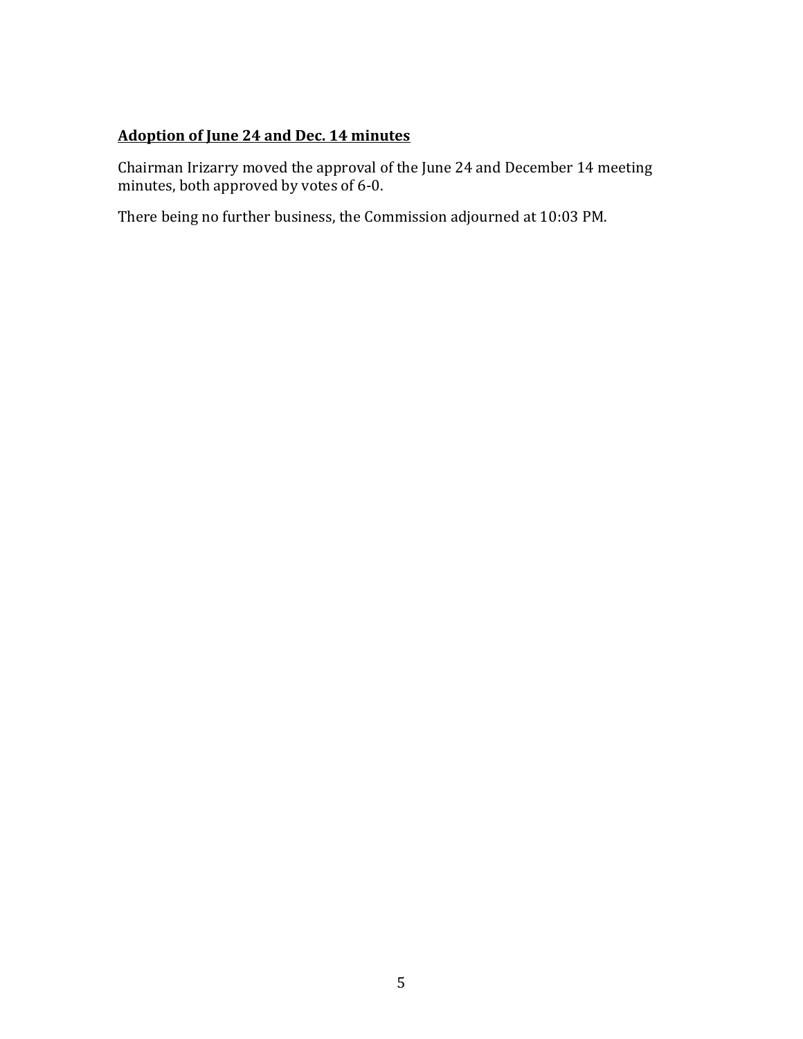**Adoption of June 24 and Dec. 14 minutes**

Chairman Irizarry moved the approval of the June 24 and December 14 meeting minutes, both approved by votes of 6-0.

There being no further business, the Commission adjourned at 10:03 PM.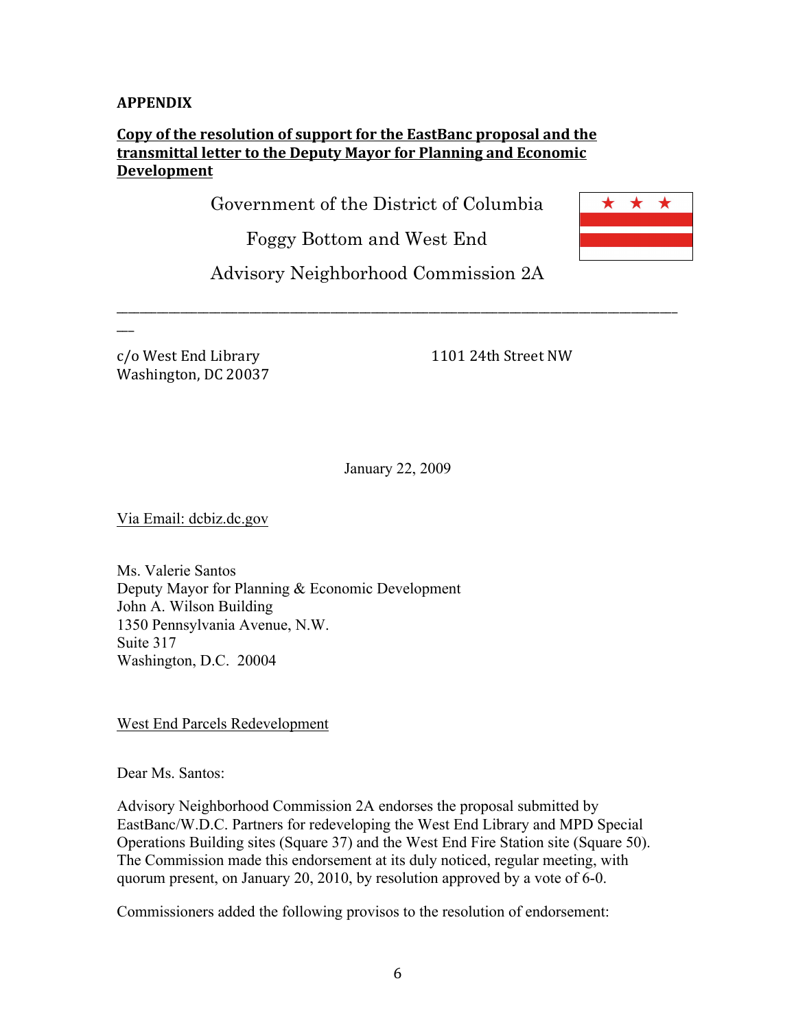**APPENDIX**

**Copy of the resolution of support for the EastBanc proposal and the transmittal letter to the Deputy Mayor for Planning and Economic Development**

Government of the District of Columbia

Foggy Bottom and West End

Advisory Neighborhood Commission 2A

---

c/o West End Library
Washington, DC 20037

1101 24th Street NW

January 22, 2009

Via Email: dcbiz.dc.gov

Ms. Valerie Santos
Deputy Mayor for Planning & Economic Development
John A. Wilson Building
1350 Pennsylvania Avenue, N.W.
Suite 317
Washington, D.C. 20004

West End Parcels Redevelopment

Dear Ms. Santos:

Advisory Neighborhood Commission 2A endorses the proposal submitted by EastBanc/W.D.C. Partners for redeveloping the West End Library and MPD Special Operations Building sites (Square 37) and the West End Fire Station site (Square 50). The Commission made this endorsement at its duly noticed, regular meeting, with quorum present, on January 20, 2010, by resolution approved by a vote of 6-0.

Commissioners added the following provisos to the resolution of endorsement: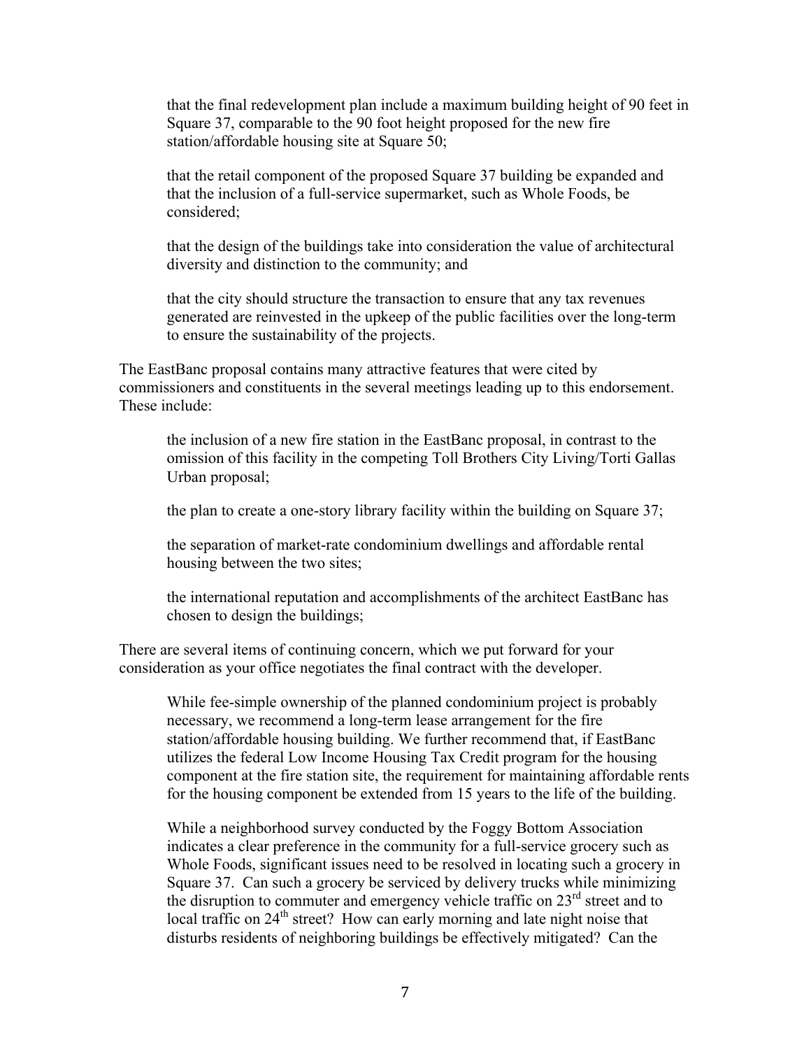that the final redevelopment plan include a maximum building height of 90 feet in Square 37, comparable to the 90 foot height proposed for the new fire station/affordable housing site at Square 50;

that the retail component of the proposed Square 37 building be expanded and that the inclusion of a full-service supermarket, such as Whole Foods, be considered;

that the design of the buildings take into consideration the value of architectural diversity and distinction to the community; and

that the city should structure the transaction to ensure that any tax revenues generated are reinvested in the upkeep of the public facilities over the long-term to ensure the sustainability of the projects.

The EastBanc proposal contains many attractive features that were cited by commissioners and constituents in the several meetings leading up to this endorsement. These include:

the inclusion of a new fire station in the EastBanc proposal, in contrast to the omission of this facility in the competing Toll Brothers City Living/Torti Gallas Urban proposal;

the plan to create a one-story library facility within the building on Square 37;

the separation of market-rate condominium dwellings and affordable rental housing between the two sites;

the international reputation and accomplishments of the architect EastBanc has chosen to design the buildings;

There are several items of continuing concern, which we put forward for your consideration as your office negotiates the final contract with the developer.

While fee-simple ownership of the planned condominium project is probably necessary, we recommend a long-term lease arrangement for the fire station/affordable housing building. We further recommend that, if EastBanc utilizes the federal Low Income Housing Tax Credit program for the housing component at the fire station site, the requirement for maintaining affordable rents for the housing component be extended from 15 years to the life of the building.

While a neighborhood survey conducted by the Foggy Bottom Association indicates a clear preference in the community for a full-service grocery such as Whole Foods, significant issues need to be resolved in locating such a grocery in Square 37. Can such a grocery be serviced by delivery trucks while minimizing the disruption to commuter and emergency vehicle traffic on 23rd street and to local traffic on 24th street? How can early morning and late night noise that disturbs residents of neighboring buildings be effectively mitigated? Can the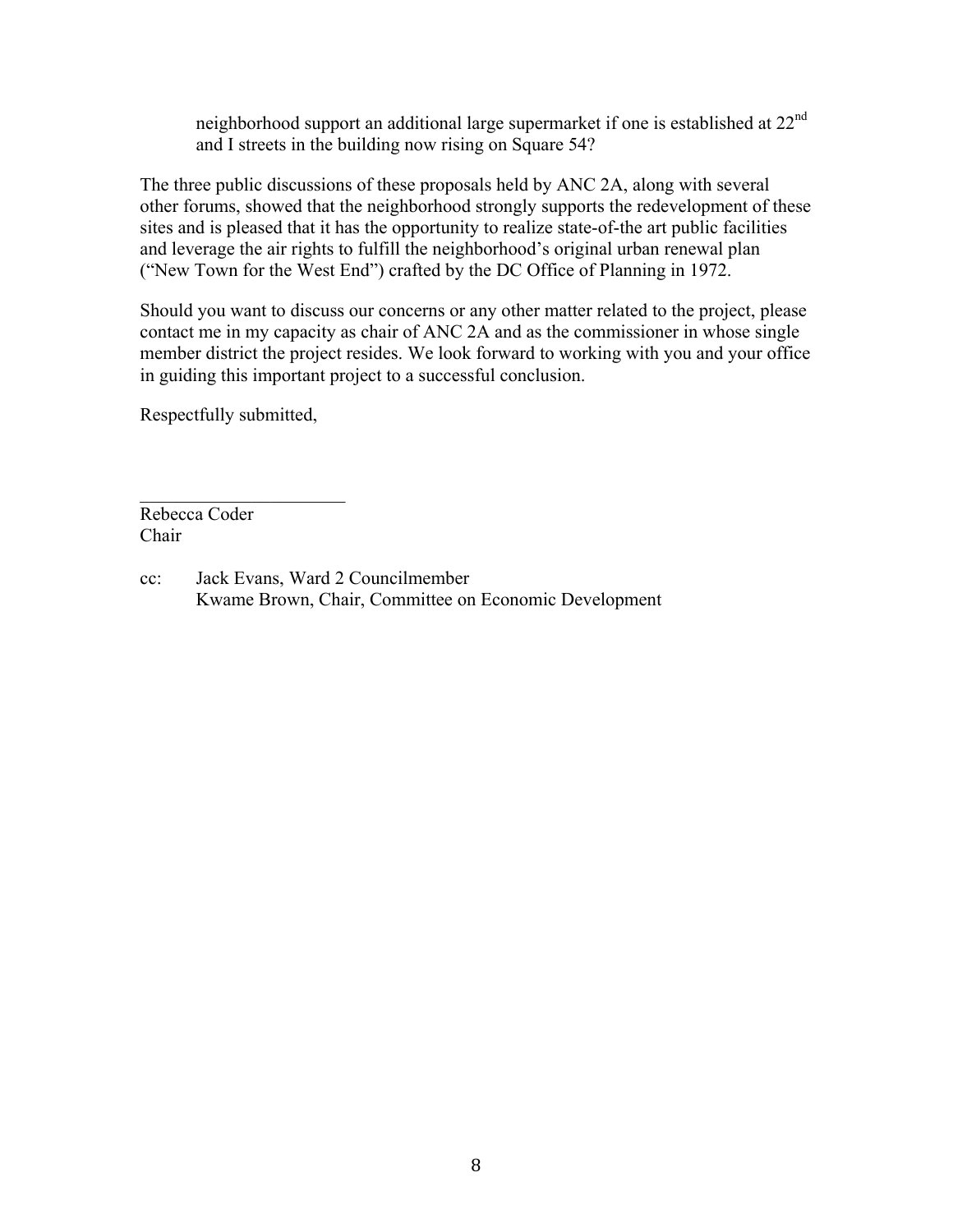neighborhood support an additional large supermarket if one is established at 22nd and I streets in the building now rising on Square 54?

The three public discussions of these proposals held by ANC 2A, along with several other forums, showed that the neighborhood strongly supports the redevelopment of these sites and is pleased that it has the opportunity to realize state-of-the art public facilities and leverage the air rights to fulfill the neighborhood's original urban renewal plan ("New Town for the West End") crafted by the DC Office of Planning in 1972.

Should you want to discuss our concerns or any other matter related to the project, please contact me in my capacity as chair of ANC 2A and as the commissioner in whose single member district the project resides. We look forward to working with you and your office in guiding this important project to a successful conclusion.

Respectfully submitted,

\_\_\_\_\_\_\_\_\_\_\_\_\_\_\_\_\_\_\_\_\_\_\_

Rebecca Coder
Chair

cc: Jack Evans, Ward 2 Councilmember
Kwame Brown, Chair, Committee on Economic Development